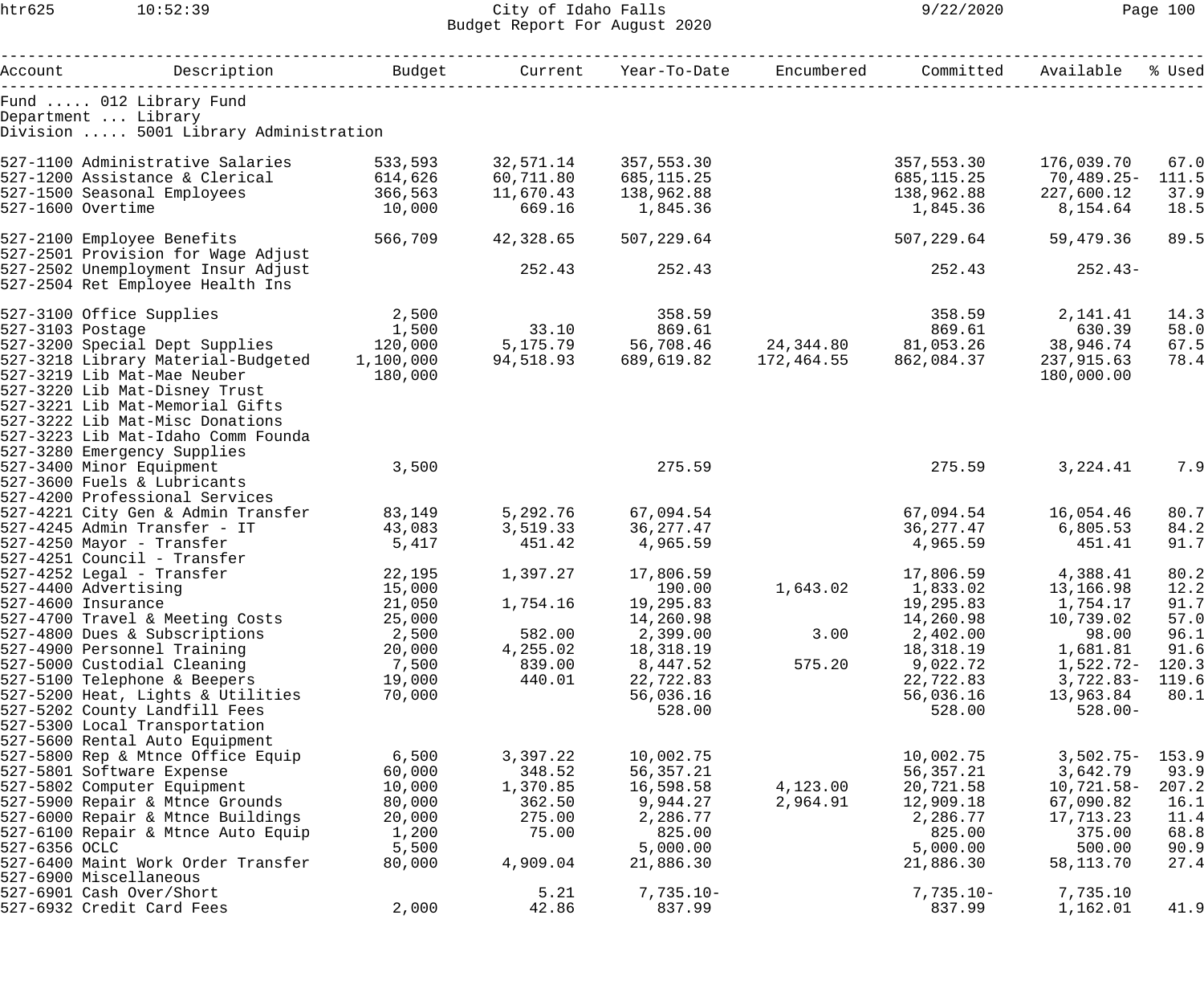City of Idaho Falls
Budget Report For August 2020

Fund ..... 012 Library Fund
Department ... Library
Division ..... 5001 Library Administration

| Account | Description | Budget | Current | Year-To-Date | Encumbered | Committed | Available | % Used |
|---|---|---|---|---|---|---|---|---|
| 527-1100 | Administrative Salaries | 533,593 | 32,571.14 | 357,553.30 | | 357,553.30 | 176,039.70 | 67.0 |
| 527-1200 | Assistance & Clerical | 614,626 | 60,711.80 | 685,115.25 | | 685,115.25 | 70,489.25- | 111.5 |
| 527-1500 | Seasonal Employees | 366,563 | 11,670.43 | 138,962.88 | | 138,962.88 | 227,600.12 | 37.9 |
| 527-1600 | Overtime | 10,000 | 669.16 | 1,845.36 | | 1,845.36 | 8,154.64 | 18.5 |
| 527-2100 | Employee Benefits | 566,709 | 42,328.65 | 507,229.64 | | 507,229.64 | 59,479.36 | 89.5 |
| 527-2501 | Provision for Wage Adjust | | | | | | | |
| 527-2502 | Unemployment Insur Adjust | | 252.43 | 252.43 | | 252.43 | 252.43- | |
| 527-2504 | Ret Employee Health Ins | | | | | | | |
| 527-3100 | Office Supplies | 2,500 | | 358.59 | | 358.59 | 2,141.41 | 14.3 |
| 527-3103 | Postage | 1,500 | 33.10 | 869.61 | | 869.61 | 630.39 | 58.0 |
| 527-3200 | Special Dept Supplies | 120,000 | 5,175.79 | 56,708.46 | 24,344.80 | 81,053.26 | 38,946.74 | 67.5 |
| 527-3218 | Library Material-Budgeted | 1,100,000 | 94,518.93 | 689,619.82 | 172,464.55 | 862,084.37 | 237,915.63 | 78.4 |
| 527-3219 | Lib Mat-Mae Neuber | 180,000 | | | | | 180,000.00 | |
| 527-3220 | Lib Mat-Disney Trust | | | | | | | |
| 527-3221 | Lib Mat-Memorial Gifts | | | | | | | |
| 527-3222 | Lib Mat-Misc Donations | | | | | | | |
| 527-3223 | Lib Mat-Idaho Comm Founda | | | | | | | |
| 527-3280 | Emergency Supplies | | | | | | | |
| 527-3400 | Minor Equipment | 3,500 | | 275.59 | | 275.59 | 3,224.41 | 7.9 |
| 527-3600 | Fuels & Lubricants | | | | | | | |
| 527-4200 | Professional Services | | | | | | | |
| 527-4221 | City Gen & Admin Transfer | 83,149 | 5,292.76 | 67,094.54 | | 67,094.54 | 16,054.46 | 80.7 |
| 527-4245 | Admin Transfer - IT | 43,083 | 3,519.33 | 36,277.47 | | 36,277.47 | 6,805.53 | 84.2 |
| 527-4250 | Mayor - Transfer | 5,417 | 451.42 | 4,965.59 | | 4,965.59 | 451.41 | 91.7 |
| 527-4251 | Council - Transfer | | | | | | | |
| 527-4252 | Legal - Transfer | 22,195 | 1,397.27 | 17,806.59 | | 17,806.59 | 4,388.41 | 80.2 |
| 527-4400 | Advertising | 15,000 | | 190.00 | 1,643.02 | 1,833.02 | 13,166.98 | 12.2 |
| 527-4600 | Insurance | 21,050 | 1,754.16 | 19,295.83 | | 19,295.83 | 1,754.17 | 91.7 |
| 527-4700 | Travel & Meeting Costs | 25,000 | | 14,260.98 | | 14,260.98 | 10,739.02 | 57.0 |
| 527-4800 | Dues & Subscriptions | 2,500 | 582.00 | 2,399.00 | 3.00 | 2,402.00 | 98.00 | 96.1 |
| 527-4900 | Personnel Training | 20,000 | 4,255.02 | 18,318.19 | | 18,318.19 | 1,681.81 | 91.6 |
| 527-5000 | Custodial Cleaning | 7,500 | 839.00 | 8,447.52 | 575.20 | 9,022.72 | 1,522.72- | 120.3 |
| 527-5100 | Telephone & Beepers | 19,000 | 440.01 | 22,722.83 | | 22,722.83 | 3,722.83- | 119.6 |
| 527-5200 | Heat, Lights & Utilities | 70,000 | | 56,036.16 | | 56,036.16 | 13,963.84 | 80.1 |
| 527-5202 | County Landfill Fees | | | 528.00 | | 528.00 | 528.00- | |
| 527-5300 | Local Transportation | | | | | | | |
| 527-5600 | Rental Auto Equipment | | | | | | | |
| 527-5800 | Rep & Mtnce Office Equip | 6,500 | 3,397.22 | 10,002.75 | | 10,002.75 | 3,502.75- | 153.9 |
| 527-5801 | Software Expense | 60,000 | 348.52 | 56,357.21 | | 56,357.21 | 3,642.79 | 93.9 |
| 527-5802 | Computer Equipment | 10,000 | 1,370.85 | 16,598.58 | 4,123.00 | 20,721.58 | 10,721.58- | 207.2 |
| 527-5900 | Repair & Mtnce Grounds | 80,000 | 362.50 | 9,944.27 | 2,964.91 | 12,909.18 | 67,090.82 | 16.1 |
| 527-6000 | Repair & Mtnce Buildings | 20,000 | 275.00 | 2,286.77 | | 2,286.77 | 17,713.23 | 11.4 |
| 527-6100 | Repair & Mtnce Auto Equip | 1,200 | 75.00 | 825.00 | | 825.00 | 375.00 | 68.8 |
| 527-6356 | OCLC | 5,500 | | 5,000.00 | | 5,000.00 | 500.00 | 90.9 |
| 527-6400 | Maint Work Order Transfer | 80,000 | 4,909.04 | 21,886.30 | | 21,886.30 | 58,113.70 | 27.4 |
| 527-6900 | Miscellaneous | | | | | | | |
| 527-6901 | Cash Over/Short | | 5.21 | 7,735.10- | | 7,735.10- | 7,735.10 | |
| 527-6932 | Credit Card Fees | 2,000 | 42.86 | 837.99 | | 837.99 | 1,162.01 | 41.9 |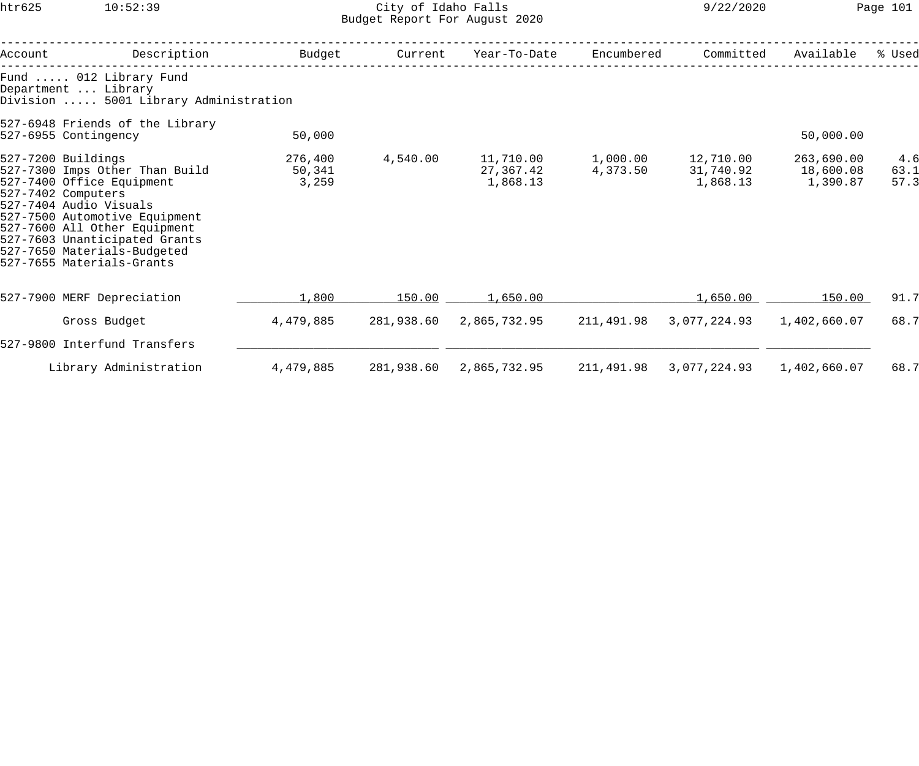City of Idaho Falls
Budget Report For August 2020

Fund ..... 012 Library Fund
Department ... Library
Division ..... 5001 Library Administration

| Account | Description | Budget | Current | Year-To-Date | Encumbered | Committed | Available | % Used |
|---|---|---|---|---|---|---|---|---|
| 527-6948 | Friends of the Library | | | | | | | |
| 527-6955 | Contingency | 50,000 | | | | | 50,000.00 | |
| 527-7200 | Buildings | 276,400 | 4,540.00 | 11,710.00 | 1,000.00 | 12,710.00 | 263,690.00 | 4.6 |
| 527-7300 | Imps Other Than Build | 50,341 | | 27,367.42 | 4,373.50 | 31,740.92 | 18,600.08 | 63.1 |
| 527-7400 | Office Equipment | 3,259 | | 1,868.13 | | 1,868.13 | 1,390.87 | 57.3 |
| 527-7402 | Computers | | | | | | | |
| 527-7404 | Audio Visuals | | | | | | | |
| 527-7500 | Automotive Equipment | | | | | | | |
| 527-7600 | All Other Equipment | | | | | | | |
| 527-7603 | Unanticipated Grants | | | | | | | |
| 527-7650 | Materials-Budgeted | | | | | | | |
| 527-7655 | Materials-Grants | | | | | | | |
| 527-7900 | MERF Depreciation | 1,800 | 150.00 | 1,650.00 | | 1,650.00 | 150.00 | 91.7 |
| | Gross Budget | 4,479,885 | 281,938.60 | 2,865,732.95 | 211,491.98 | 3,077,224.93 | 1,402,660.07 | 68.7 |
| 527-9800 | Interfund Transfers | | | | | | | |
| | Library Administration | 4,479,885 | 281,938.60 | 2,865,732.95 | 211,491.98 | 3,077,224.93 | 1,402,660.07 | 68.7 |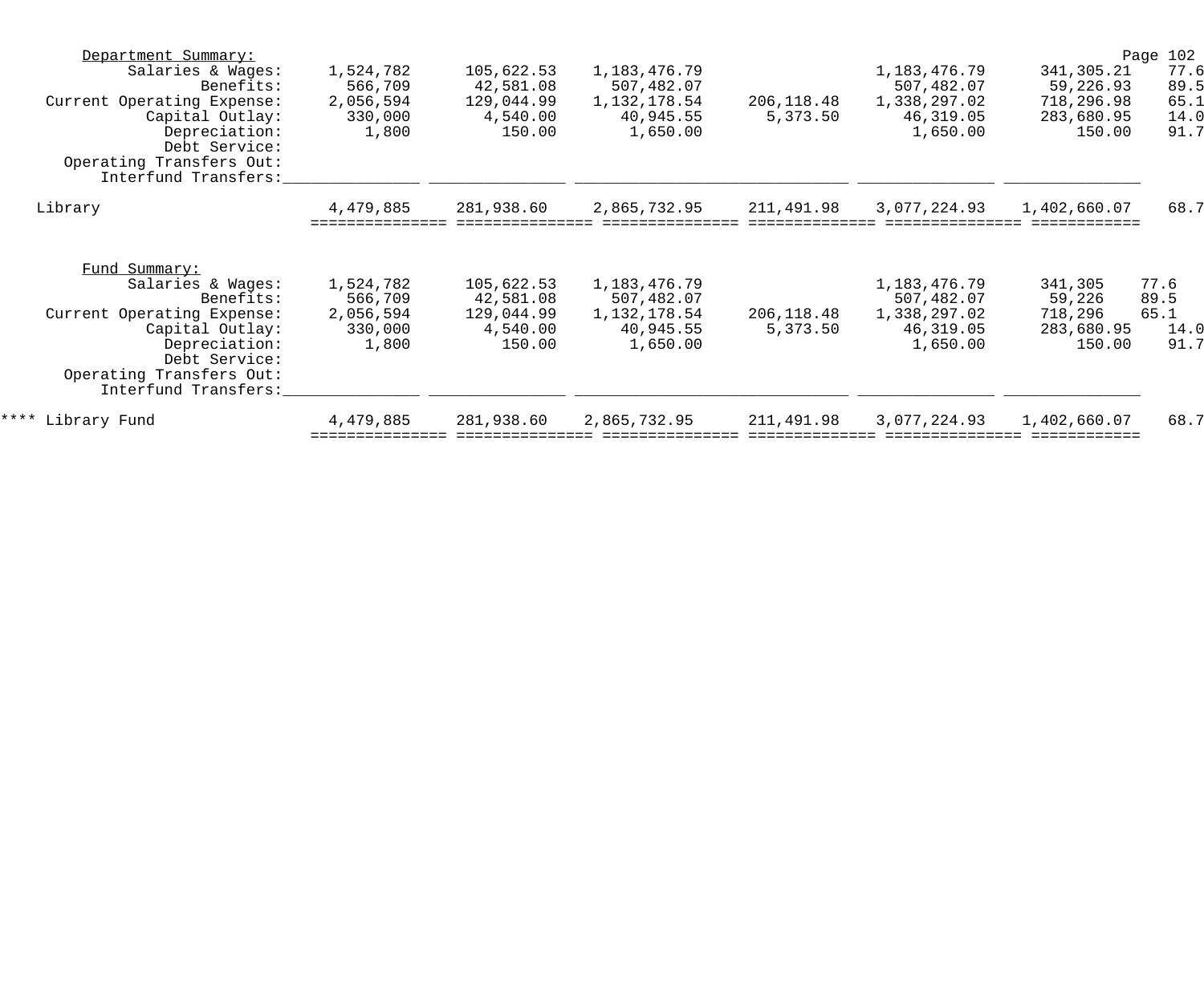| Department Summary: | | | | | | | |
|---|---|---|---|---|---|---|---|
| Salaries & Wages: | 1,524,782 | 105,622.53 | 1,183,476.79 | | 1,183,476.79 | 341,305.21 | 77.6 |
| Benefits: | 566,709 | 42,581.08 | 507,482.07 | | 507,482.07 | 59,226.93 | 89.5 |
| Current Operating Expense: | 2,056,594 | 129,044.99 | 1,132,178.54 | 206,118.48 | 1,338,297.02 | 718,296.98 | 65.1 |
| Capital Outlay: | 330,000 | 4,540.00 | 40,945.55 | 5,373.50 | 46,319.05 | 283,680.95 | 14.0 |
| Depreciation: | 1,800 | 150.00 | 1,650.00 | | 1,650.00 | 150.00 | 91.7 |
| Debt Service: | | | | | | | |
| Operating Transfers Out: | | | | | | | |
| Interfund Transfers: | | | | | | | |
| Library | 4,479,885 | 281,938.60 | 2,865,732.95 | 211,491.98 | 3,077,224.93 | 1,402,660.07 | 68.7 |

| Fund Summary: | | | | | | | |
|---|---|---|---|---|---|---|---|
| Salaries & Wages: | 1,524,782 | 105,622.53 | 1,183,476.79 | | 1,183,476.79 | 341,305 | 77.6 |
| Benefits: | 566,709 | 42,581.08 | 507,482.07 | | 507,482.07 | 59,226 | 89.5 |
| Current Operating Expense: | 2,056,594 | 129,044.99 | 1,132,178.54 | 206,118.48 | 1,338,297.02 | 718,296 | 65.1 |
| Capital Outlay: | 330,000 | 4,540.00 | 40,945.55 | 5,373.50 | 46,319.05 | 283,680.95 | 14.0 |
| Depreciation: | 1,800 | 150.00 | 1,650.00 | | 1,650.00 | 150.00 | 91.7 |
| Debt Service: | | | | | | | |
| Operating Transfers Out: | | | | | | | |
| Interfund Transfers: | | | | | | | |
| **** Library Fund | 4,479,885 | 281,938.60 | 2,865,732.95 | 211,491.98 | 3,077,224.93 | 1,402,660.07 | 68.7 |